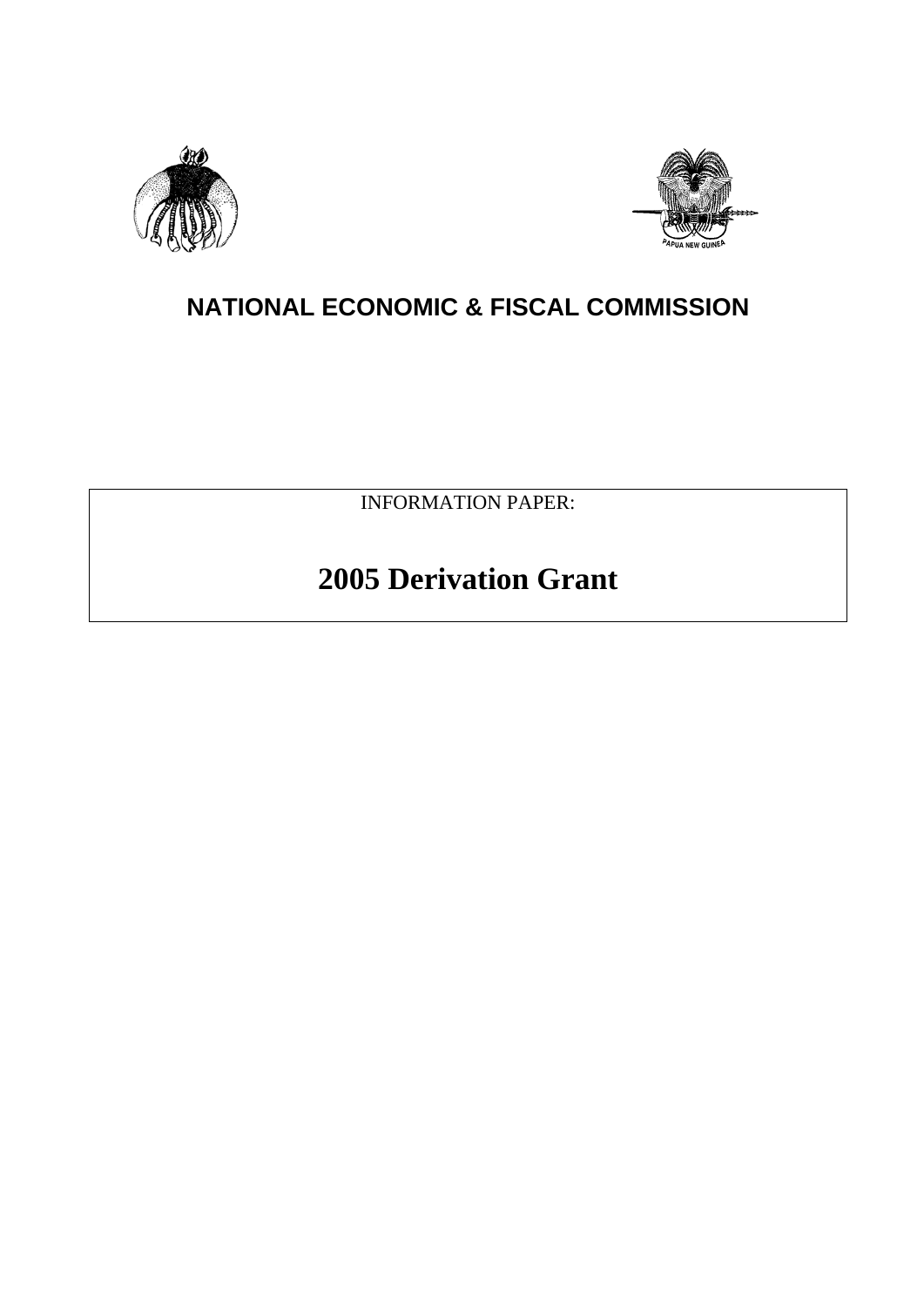# NATIONAL ECONOMIC & FISCAL COMMISSION

INFORMATION PAPER:

## 2005 Derivation Grant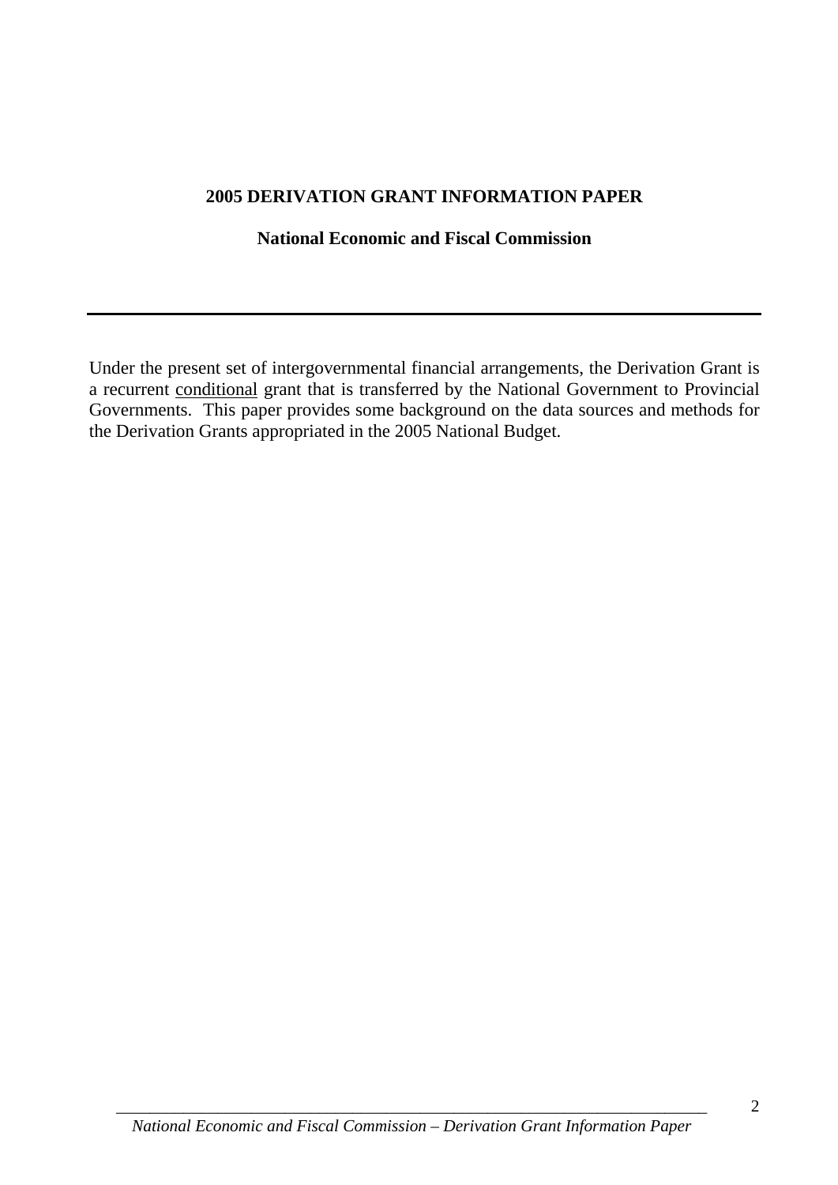**2005 DERIVATION GRANT INFORMATION PAPER**

**National Economic and Fiscal Commission**

---

Under the present set of intergovernmental financial arrangements, the Derivation Grant is a recurrent conditional grant that is transferred by the National Government to Provincial Governments. This paper provides some background on the data sources and methods for the Derivation Grants appropriated in the 2005 National Budget.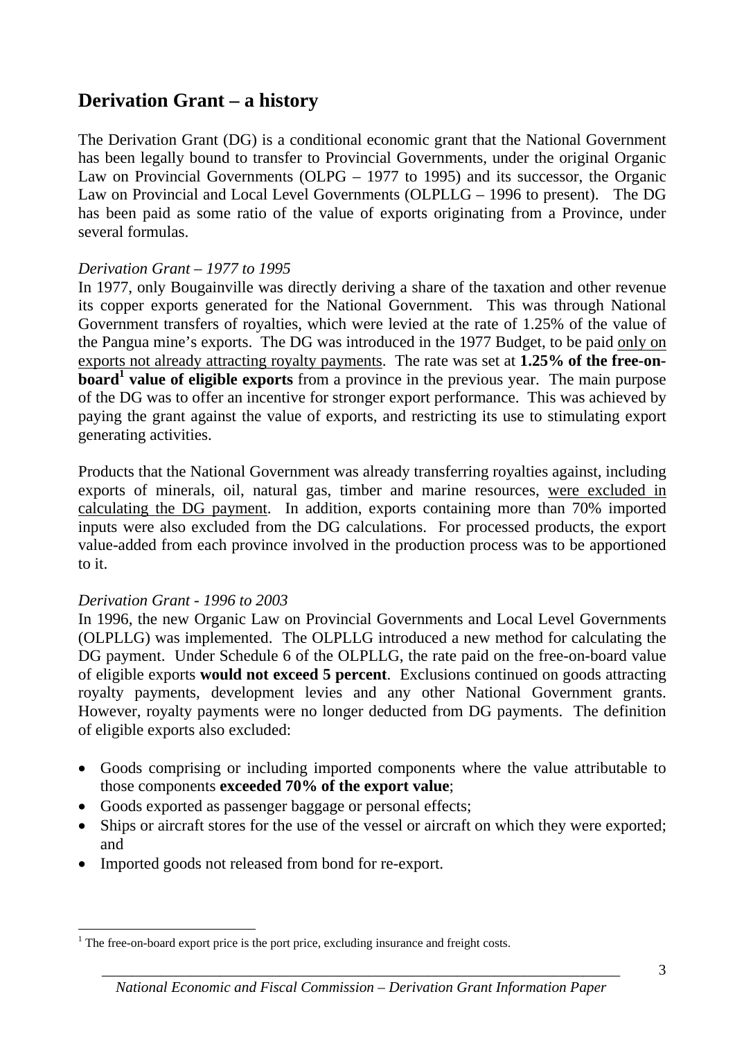## Derivation Grant – a history

The Derivation Grant (DG) is a conditional economic grant that the National Government has been legally bound to transfer to Provincial Governments, under the original Organic Law on Provincial Governments (OLPG – 1977 to 1995) and its successor, the Organic Law on Provincial and Local Level Governments (OLPLLG – 1996 to present). The DG has been paid as some ratio of the value of exports originating from a Province, under several formulas.

*Derivation Grant – 1977 to 1995*

In 1977, only Bougainville was directly deriving a share of the taxation and other revenue its copper exports generated for the National Government. This was through National Government transfers of royalties, which were levied at the rate of 1.25% of the value of the Pangua mine's exports. The DG was introduced in the 1977 Budget, to be paid only on exports not already attracting royalty payments. The rate was set at **1.25% of the free-on-board[1] value of eligible exports** from a province in the previous year. The main purpose of the DG was to offer an incentive for stronger export performance. This was achieved by paying the grant against the value of exports, and restricting its use to stimulating export generating activities.

Products that the National Government was already transferring royalties against, including exports of minerals, oil, natural gas, timber and marine resources, were excluded in calculating the DG payment. In addition, exports containing more than 70% imported inputs were also excluded from the DG calculations. For processed products, the export value-added from each province involved in the production process was to be apportioned to it.

*Derivation Grant - 1996 to 2003*

In 1996, the new Organic Law on Provincial Governments and Local Level Governments (OLPLLG) was implemented. The OLPLLG introduced a new method for calculating the DG payment. Under Schedule 6 of the OLPLLG, the rate paid on the free-on-board value of eligible exports **would not exceed 5 percent**. Exclusions continued on goods attracting royalty payments, development levies and any other National Government grants. However, royalty payments were no longer deducted from DG payments. The definition of eligible exports also excluded:

- Goods comprising or including imported components where the value attributable to those components **exceeded 70% of the export value**;
- Goods exported as passenger baggage or personal effects;
- Ships or aircraft stores for the use of the vessel or aircraft on which they were exported; and
- Imported goods not released from bond for re-export.

[1] The free-on-board export price is the port price, excluding insurance and freight costs.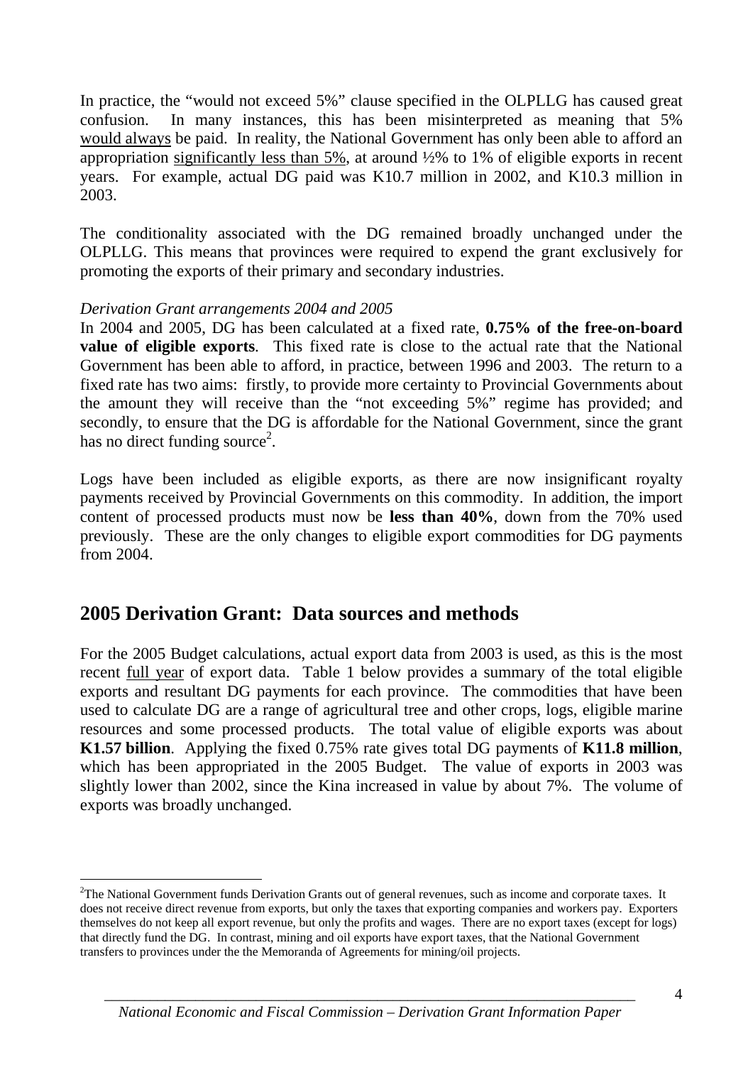In practice, the "would not exceed 5%" clause specified in the OLPLLG has caused great confusion. In many instances, this has been misinterpreted as meaning that 5% would always be paid. In reality, the National Government has only been able to afford an appropriation significantly less than 5%, at around ½% to 1% of eligible exports in recent years. For example, actual DG paid was K10.7 million in 2002, and K10.3 million in 2003.

The conditionality associated with the DG remained broadly unchanged under the OLPLLG. This means that provinces were required to expend the grant exclusively for promoting the exports of their primary and secondary industries.

*Derivation Grant arrangements 2004 and 2005*

In 2004 and 2005, DG has been calculated at a fixed rate, **0.75% of the free-on-board value of eligible exports**. This fixed rate is close to the actual rate that the National Government has been able to afford, in practice, between 1996 and 2003. The return to a fixed rate has two aims: firstly, to provide more certainty to Provincial Governments about the amount they will receive than the "not exceeding 5%" regime has provided; and secondly, to ensure that the DG is affordable for the National Government, since the grant has no direct funding source[2].

Logs have been included as eligible exports, as there are now insignificant royalty payments received by Provincial Governments on this commodity. In addition, the import content of processed products must now be **less than 40%**, down from the 70% used previously. These are the only changes to eligible export commodities for DG payments from 2004.

## 2005 Derivation Grant: Data sources and methods

For the 2005 Budget calculations, actual export data from 2003 is used, as this is the most recent full year of export data. Table 1 below provides a summary of the total eligible exports and resultant DG payments for each province. The commodities that have been used to calculate DG are a range of agricultural tree and other crops, logs, eligible marine resources and some processed products. The total value of eligible exports was about **K1.57 billion**. Applying the fixed 0.75% rate gives total DG payments of **K11.8 million**, which has been appropriated in the 2005 Budget. The value of exports in 2003 was slightly lower than 2002, since the Kina increased in value by about 7%. The volume of exports was broadly unchanged.

[2]The National Government funds Derivation Grants out of general revenues, such as income and corporate taxes. It does not receive direct revenue from exports, but only the taxes that exporting companies and workers pay. Exporters themselves do not keep all export revenue, but only the profits and wages. There are no export taxes (except for logs) that directly fund the DG. In contrast, mining and oil exports have export taxes, that the National Government transfers to provinces under the the Memoranda of Agreements for mining/oil projects.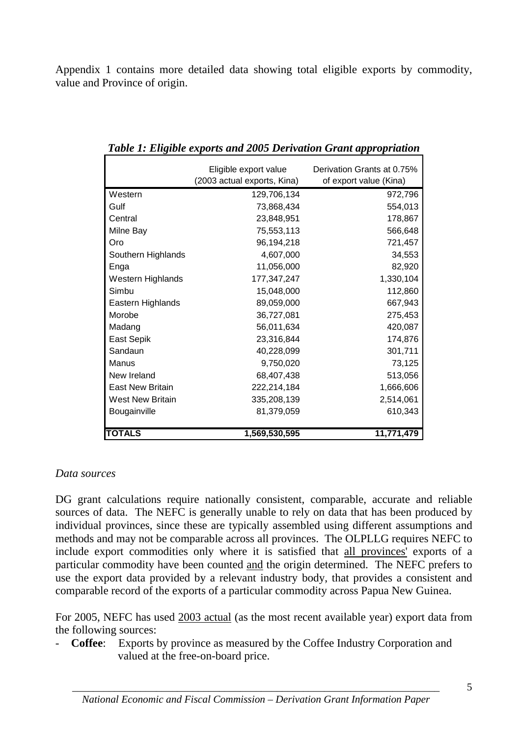Appendix 1 contains more detailed data showing total eligible exports by commodity, value and Province of origin.

*Table 1: Eligible exports and 2005 Derivation Grant appropriation*

| | Eligible export value (2003 actual exports, Kina) | Derivation Grants at 0.75% of export value (Kina) |
|---|---|---|
| Western | 129,706,134 | 972,796 |
| Gulf | 73,868,434 | 554,013 |
| Central | 23,848,951 | 178,867 |
| Milne Bay | 75,553,113 | 566,648 |
| Oro | 96,194,218 | 721,457 |
| Southern Highlands | 4,607,000 | 34,553 |
| Enga | 11,056,000 | 82,920 |
| Western Highlands | 177,347,247 | 1,330,104 |
| Simbu | 15,048,000 | 112,860 |
| Eastern Highlands | 89,059,000 | 667,943 |
| Morobe | 36,727,081 | 275,453 |
| Madang | 56,011,634 | 420,087 |
| East Sepik | 23,316,844 | 174,876 |
| Sandaun | 40,228,099 | 301,711 |
| Manus | 9,750,020 | 73,125 |
| New Ireland | 68,407,438 | 513,056 |
| East New Britain | 222,214,184 | 1,666,606 |
| West New Britain | 335,208,139 | 2,514,061 |
| Bougainville | 81,379,059 | 610,343 |
| **TOTALS** | **1,569,530,595** | **11,771,479** |

*Data sources*

DG grant calculations require nationally consistent, comparable, accurate and reliable sources of data. The NEFC is generally unable to rely on data that has been produced by individual provinces, since these are typically assembled using different assumptions and methods and may not be comparable across all provinces. The OLPLLG requires NEFC to include export commodities only where it is satisfied that <u>all provinces'</u> exports of a particular commodity have been counted <u>and</u> the origin determined. The NEFC prefers to use the export data provided by a relevant industry body, that provides a consistent and comparable record of the exports of a particular commodity across Papua New Guinea.

For 2005, NEFC has used <u>2003 actual</u> (as the most recent available year) export data from the following sources:

- **Coffee**: Exports by province as measured by the Coffee Industry Corporation and valued at the free-on-board price.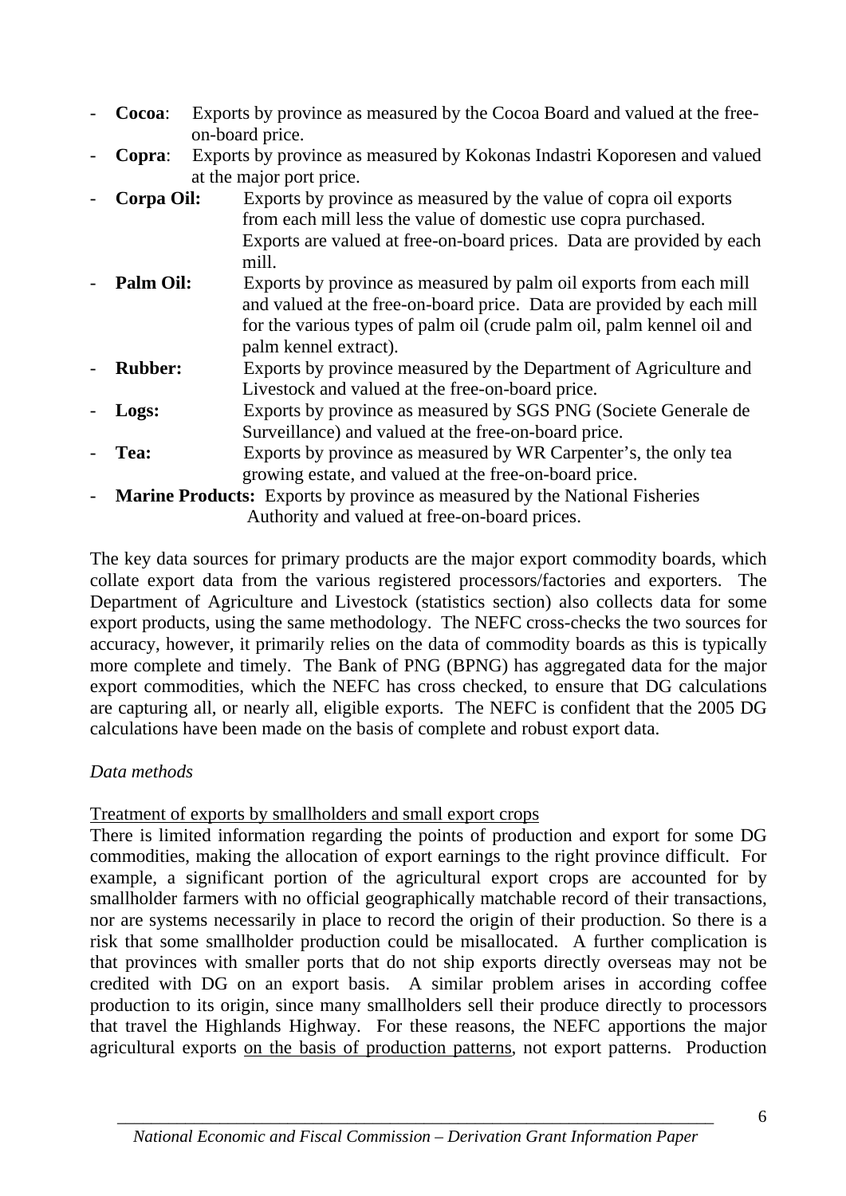- **Cocoa**: Exports by province as measured by the Cocoa Board and valued at the free-on-board price.
- **Copra**: Exports by province as measured by Kokonas Indastri Koporesen and valued at the major port price.
- **Corpa Oil:** Exports by province as measured by the value of copra oil exports from each mill less the value of domestic use copra purchased. Exports are valued at free-on-board prices. Data are provided by each mill.
- **Palm Oil:** Exports by province as measured by palm oil exports from each mill and valued at the free-on-board price. Data are provided by each mill for the various types of palm oil (crude palm oil, palm kennel oil and palm kennel extract).
- **Rubber:** Exports by province measured by the Department of Agriculture and Livestock and valued at the free-on-board price.
- **Logs:** Exports by province as measured by SGS PNG (Societe Generale de Surveillance) and valued at the free-on-board price.
- **Tea:** Exports by province as measured by WR Carpenter's, the only tea growing estate, and valued at the free-on-board price.
- **Marine Products:** Exports by province as measured by the National Fisheries Authority and valued at free-on-board prices.

The key data sources for primary products are the major export commodity boards, which collate export data from the various registered processors/factories and exporters. The Department of Agriculture and Livestock (statistics section) also collects data for some export products, using the same methodology. The NEFC cross-checks the two sources for accuracy, however, it primarily relies on the data of commodity boards as this is typically more complete and timely. The Bank of PNG (BPNG) has aggregated data for the major export commodities, which the NEFC has cross checked, to ensure that DG calculations are capturing all, or nearly all, eligible exports. The NEFC is confident that the 2005 DG calculations have been made on the basis of complete and robust export data.

*Data methods*

Treatment of exports by smallholders and small export crops

There is limited information regarding the points of production and export for some DG commodities, making the allocation of export earnings to the right province difficult. For example, a significant portion of the agricultural export crops are accounted for by smallholder farmers with no official geographically matchable record of their transactions, nor are systems necessarily in place to record the origin of their production. So there is a risk that some smallholder production could be misallocated. A further complication is that provinces with smaller ports that do not ship exports directly overseas may not be credited with DG on an export basis. A similar problem arises in according coffee production to its origin, since many smallholders sell their produce directly to processors that travel the Highlands Highway. For these reasons, the NEFC apportions the major agricultural exports on the basis of production patterns, not export patterns. Production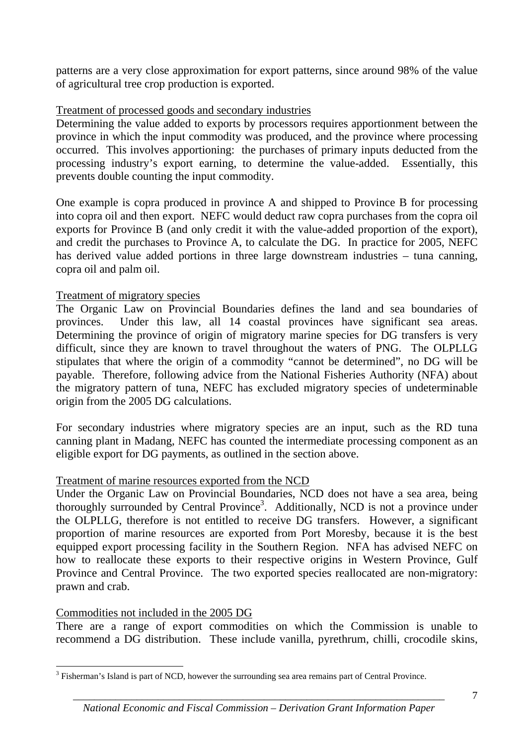patterns are a very close approximation for export patterns, since around 98% of the value of agricultural tree crop production is exported.

### Treatment of processed goods and secondary industries

Determining the value added to exports by processors requires apportionment between the province in which the input commodity was produced, and the province where processing occurred. This involves apportioning: the purchases of primary inputs deducted from the processing industry's export earning, to determine the value-added. Essentially, this prevents double counting the input commodity.

One example is copra produced in province A and shipped to Province B for processing into copra oil and then export. NEFC would deduct raw copra purchases from the copra oil exports for Province B (and only credit it with the value-added proportion of the export), and credit the purchases to Province A, to calculate the DG. In practice for 2005, NEFC has derived value added portions in three large downstream industries – tuna canning, copra oil and palm oil.

### Treatment of migratory species

The Organic Law on Provincial Boundaries defines the land and sea boundaries of provinces. Under this law, all 14 coastal provinces have significant sea areas. Determining the province of origin of migratory marine species for DG transfers is very difficult, since they are known to travel throughout the waters of PNG. The OLPLLG stipulates that where the origin of a commodity "cannot be determined", no DG will be payable. Therefore, following advice from the National Fisheries Authority (NFA) about the migratory pattern of tuna, NEFC has excluded migratory species of undeterminable origin from the 2005 DG calculations.

For secondary industries where migratory species are an input, such as the RD tuna canning plant in Madang, NEFC has counted the intermediate processing component as an eligible export for DG payments, as outlined in the section above.

### Treatment of marine resources exported from the NCD

Under the Organic Law on Provincial Boundaries, NCD does not have a sea area, being thoroughly surrounded by Central Province[3]. Additionally, NCD is not a province under the OLPLLG, therefore is not entitled to receive DG transfers. However, a significant proportion of marine resources are exported from Port Moresby, because it is the best equipped export processing facility in the Southern Region. NFA has advised NEFC on how to reallocate these exports to their respective origins in Western Province, Gulf Province and Central Province. The two exported species reallocated are non-migratory: prawn and crab.

### Commodities not included in the 2005 DG

There are a range of export commodities on which the Commission is unable to recommend a DG distribution. These include vanilla, pyrethrum, chilli, crocodile skins,

[3] Fisherman's Island is part of NCD, however the surrounding sea area remains part of Central Province.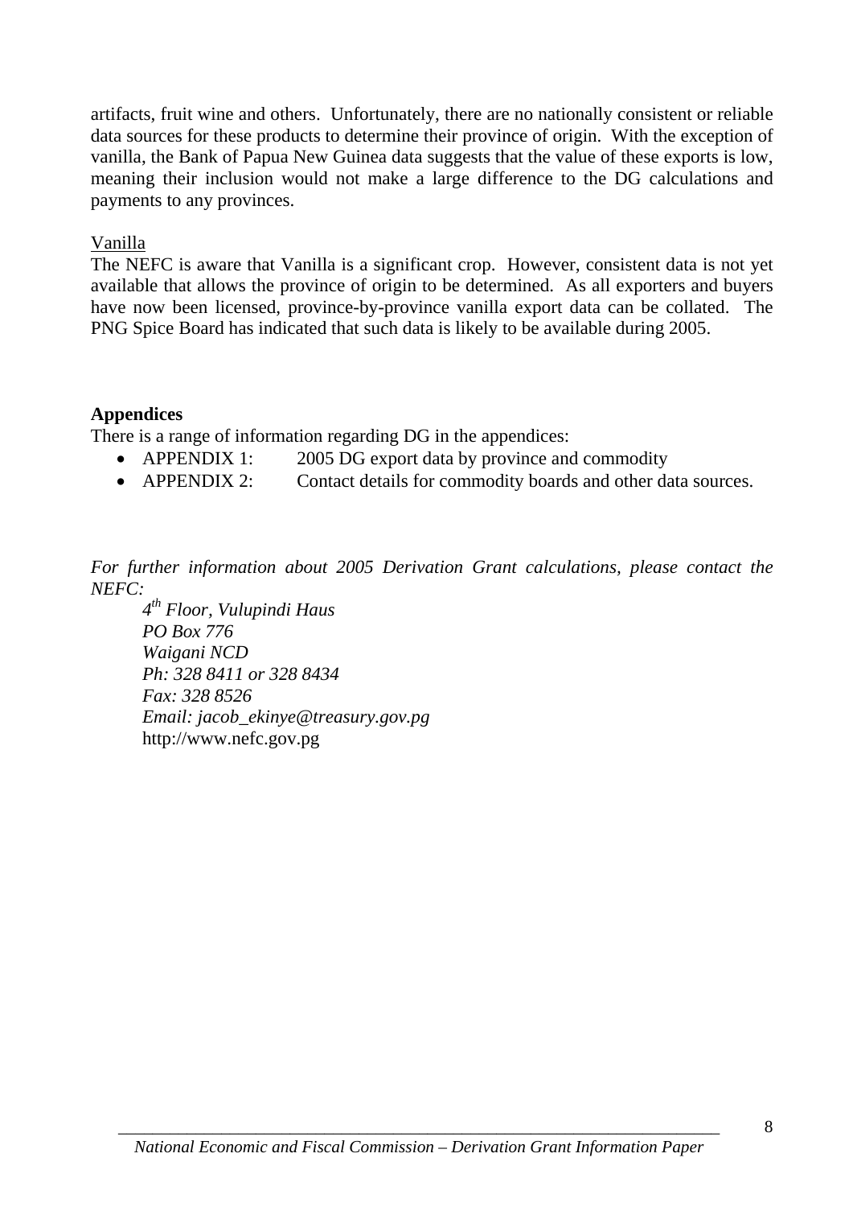artifacts, fruit wine and others. Unfortunately, there are no nationally consistent or reliable data sources for these products to determine their province of origin. With the exception of vanilla, the Bank of Papua New Guinea data suggests that the value of these exports is low, meaning their inclusion would not make a large difference to the DG calculations and payments to any provinces.

Vanilla

The NEFC is aware that Vanilla is a significant crop. However, consistent data is not yet available that allows the province of origin to be determined. As all exporters and buyers have now been licensed, province-by-province vanilla export data can be collated. The PNG Spice Board has indicated that such data is likely to be available during 2005.

**Appendices**

There is a range of information regarding DG in the appendices:

- APPENDIX 1: 2005 DG export data by province and commodity
- APPENDIX 2: Contact details for commodity boards and other data sources.

*For further information about 2005 Derivation Grant calculations, please contact the NEFC:*

*4th Floor, Vulupindi Haus*
*PO Box 776*
*Waigani NCD*
*Ph: 328 8411 or 328 8434*
*Fax: 328 8526*
*Email: jacob_ekinye@treasury.gov.pg*
http://www.nefc.gov.pg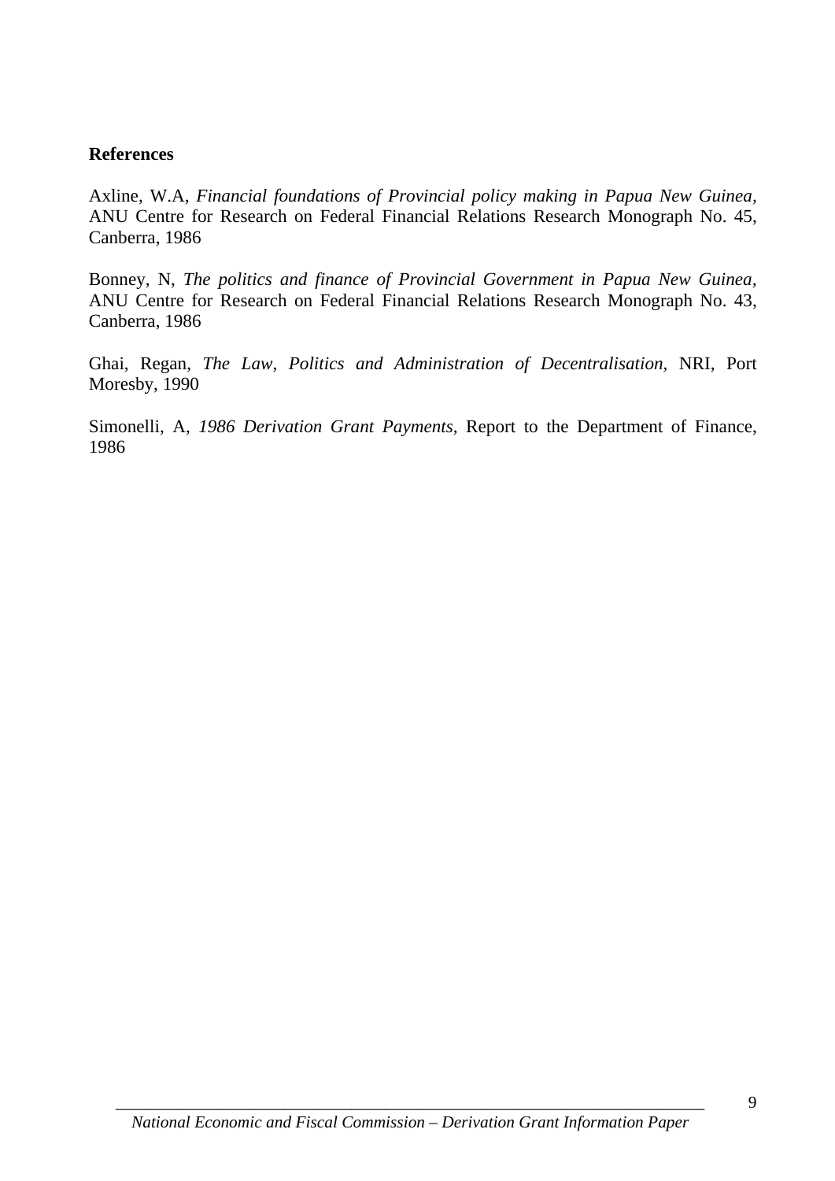## References

Axline, W.A, *Financial foundations of Provincial policy making in Papua New Guinea,* ANU Centre for Research on Federal Financial Relations Research Monograph No. 45, Canberra, 1986

Bonney, N, *The politics and finance of Provincial Government in Papua New Guinea,* ANU Centre for Research on Federal Financial Relations Research Monograph No. 43, Canberra, 1986

Ghai, Regan, *The Law, Politics and Administration of Decentralisation,* NRI, Port Moresby, 1990

Simonelli, A, *1986 Derivation Grant Payments,* Report to the Department of Finance, 1986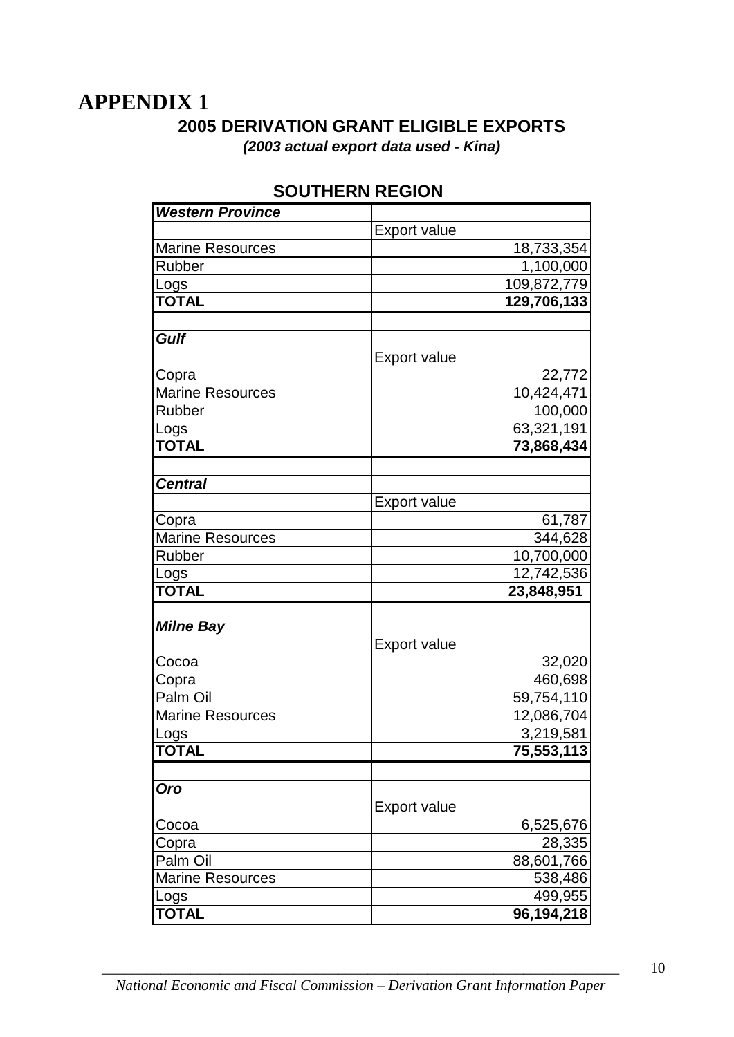# APPENDIX 1

## 2005 DERIVATION GRANT ELIGIBLE EXPORTS

***(2003 actual export data used - Kina)***

### SOUTHERN REGION

| ***Western Province*** | |
|---|---|
| | Export value |
| Marine Resources | 18,733,354 |
| Rubber | 1,100,000 |
| Logs | 109,872,779 |
| **TOTAL** | **129,706,133** |
| | |
| ***Gulf*** | |
| | Export value |
| Copra | 22,772 |
| Marine Resources | 10,424,471 |
| Rubber | 100,000 |
| Logs | 63,321,191 |
| **TOTAL** | **73,868,434** |
| | |
| ***Central*** | |
| | Export value |
| Copra | 61,787 |
| Marine Resources | 344,628 |
| Rubber | 10,700,000 |
| Logs | 12,742,536 |
| **TOTAL** | **23,848,951** |
| | |
| ***Milne Bay*** | |
| | Export value |
| Cocoa | 32,020 |
| Copra | 460,698 |
| Palm Oil | 59,754,110 |
| Marine Resources | 12,086,704 |
| Logs | 3,219,581 |
| **TOTAL** | **75,553,113** |
| | |
| ***Oro*** | |
| | Export value |
| Cocoa | 6,525,676 |
| Copra | 28,335 |
| Palm Oil | 88,601,766 |
| Marine Resources | 538,486 |
| Logs | 499,955 |
| **TOTAL** | **96,194,218** |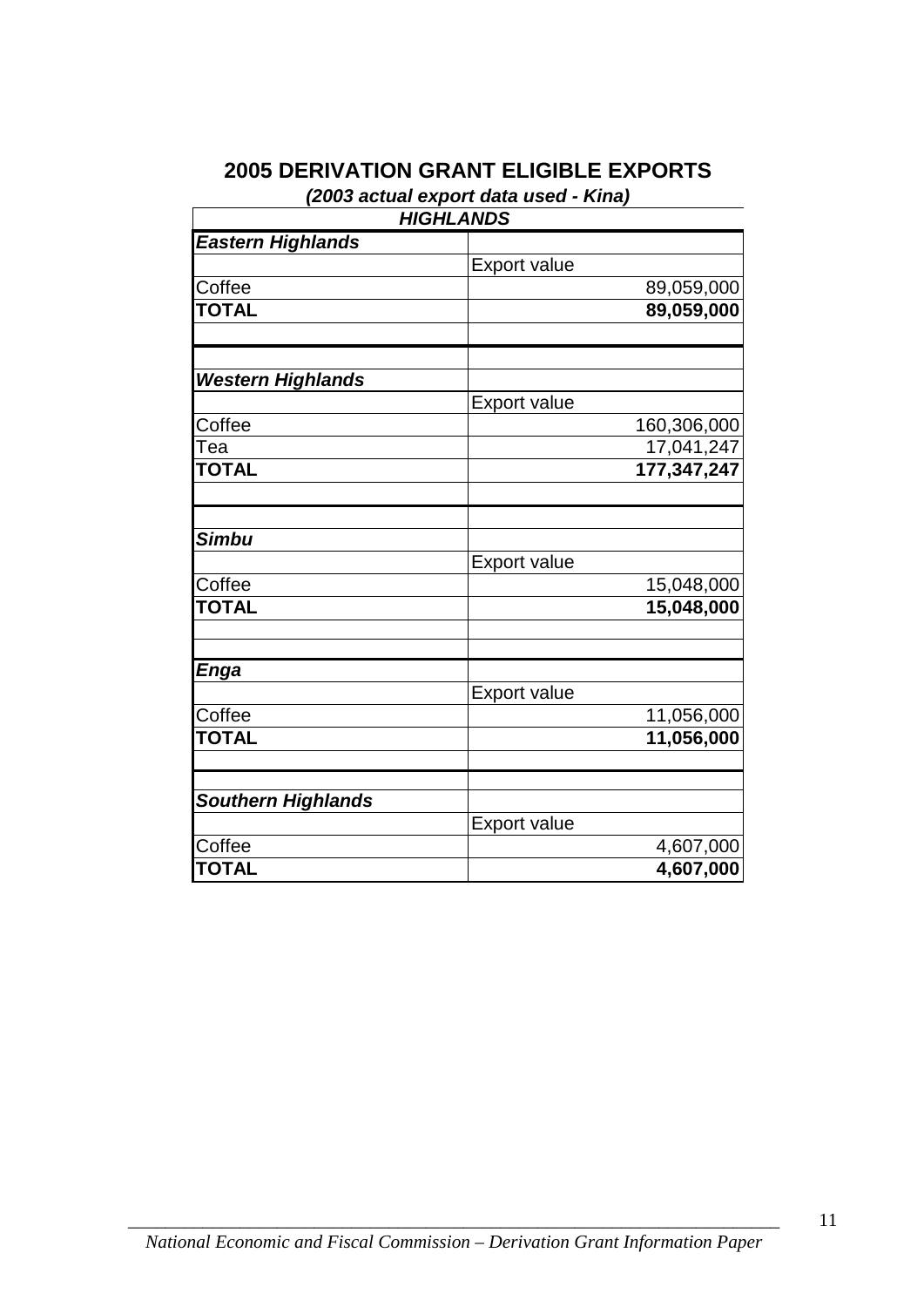## 2005 DERIVATION GRANT ELIGIBLE EXPORTS

***(2003 actual export data used - Kina)***

| ***HIGHLANDS*** | |
|---|---|
| ***Eastern Highlands*** | |
| | Export value |
| Coffee | 89,059,000 |
| **TOTAL** | **89,059,000** |
| | |
| | |
| ***Western Highlands*** | |
| | Export value |
| Coffee | 160,306,000 |
| Tea | 17,041,247 |
| **TOTAL** | **177,347,247** |
| | |
| | |
| ***Simbu*** | |
| | Export value |
| Coffee | 15,048,000 |
| **TOTAL** | **15,048,000** |
| | |
| | |
| ***Enga*** | |
| | Export value |
| Coffee | 11,056,000 |
| **TOTAL** | **11,056,000** |
| | |
| | |
| ***Southern Highlands*** | |
| | Export value |
| Coffee | 4,607,000 |
| **TOTAL** | **4,607,000** |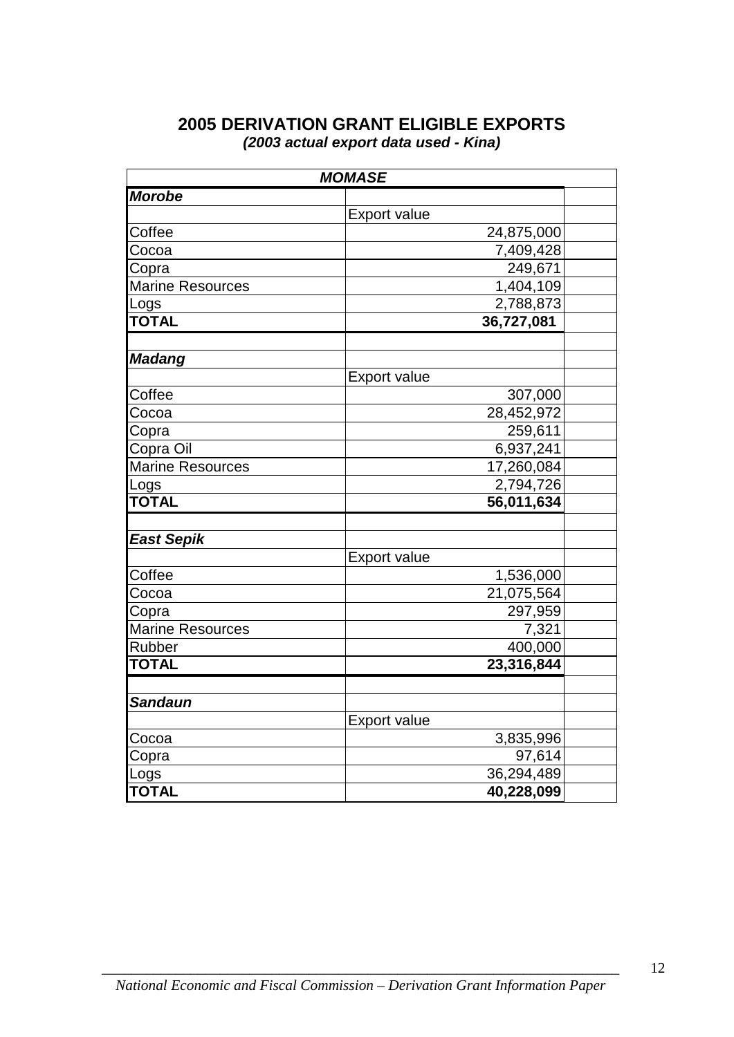## 2005 DERIVATION GRANT ELIGIBLE EXPORTS

***(2003 actual export data used - Kina)***

| ***MOMASE*** | |
|---|---|
| ***Morobe*** | |
| | Export value |
| Coffee | 24,875,000 |
| Cocoa | 7,409,428 |
| Copra | 249,671 |
| Marine Resources | 1,404,109 |
| Logs | 2,788,873 |
| **TOTAL** | **36,727,081** |
| | |
| ***Madang*** | |
| | Export value |
| Coffee | 307,000 |
| Cocoa | 28,452,972 |
| Copra | 259,611 |
| Copra Oil | 6,937,241 |
| Marine Resources | 17,260,084 |
| Logs | 2,794,726 |
| **TOTAL** | **56,011,634** |
| | |
| ***East Sepik*** | |
| | Export value |
| Coffee | 1,536,000 |
| Cocoa | 21,075,564 |
| Copra | 297,959 |
| Marine Resources | 7,321 |
| Rubber | 400,000 |
| **TOTAL** | **23,316,844** |
| | |
| ***Sandaun*** | |
| | Export value |
| Cocoa | 3,835,996 |
| Copra | 97,614 |
| Logs | 36,294,489 |
| **TOTAL** | **40,228,099** |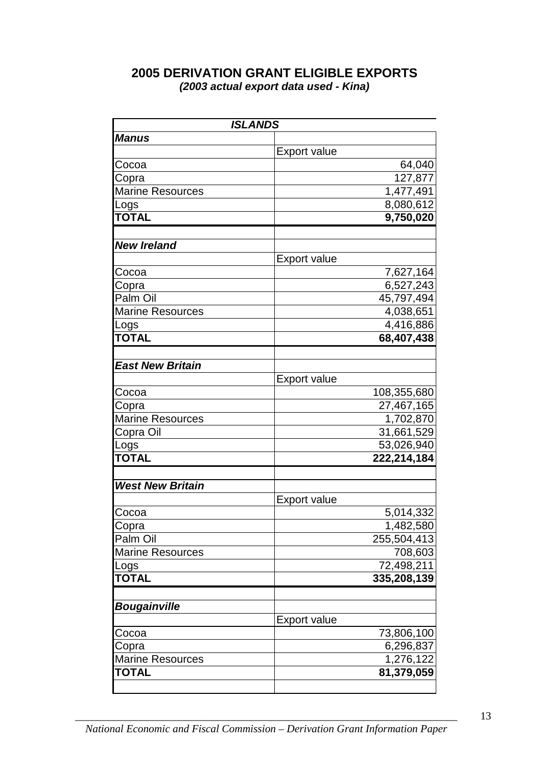## 2005 DERIVATION GRANT ELIGIBLE EXPORTS

***(2003 actual export data used - Kina)***

| ***ISLANDS*** | |
|---|---|
| ***Manus*** | |
| | Export value |
| Cocoa | 64,040 |
| Copra | 127,877 |
| Marine Resources | 1,477,491 |
| Logs | 8,080,612 |
| **TOTAL** | **9,750,020** |
| | |
| ***New Ireland*** | |
| | Export value |
| Cocoa | 7,627,164 |
| Copra | 6,527,243 |
| Palm Oil | 45,797,494 |
| Marine Resources | 4,038,651 |
| Logs | 4,416,886 |
| **TOTAL** | **68,407,438** |
| | |
| ***East New Britain*** | |
| | Export value |
| Cocoa | 108,355,680 |
| Copra | 27,467,165 |
| Marine Resources | 1,702,870 |
| Copra Oil | 31,661,529 |
| Logs | 53,026,940 |
| **TOTAL** | **222,214,184** |
| | |
| ***West New Britain*** | |
| | Export value |
| Cocoa | 5,014,332 |
| Copra | 1,482,580 |
| Palm Oil | 255,504,413 |
| Marine Resources | 708,603 |
| Logs | 72,498,211 |
| **TOTAL** | **335,208,139** |
| | |
| ***Bougainville*** | |
| | Export value |
| Cocoa | 73,806,100 |
| Copra | 6,296,837 |
| Marine Resources | 1,276,122 |
| **TOTAL** | **81,379,059** |
| | |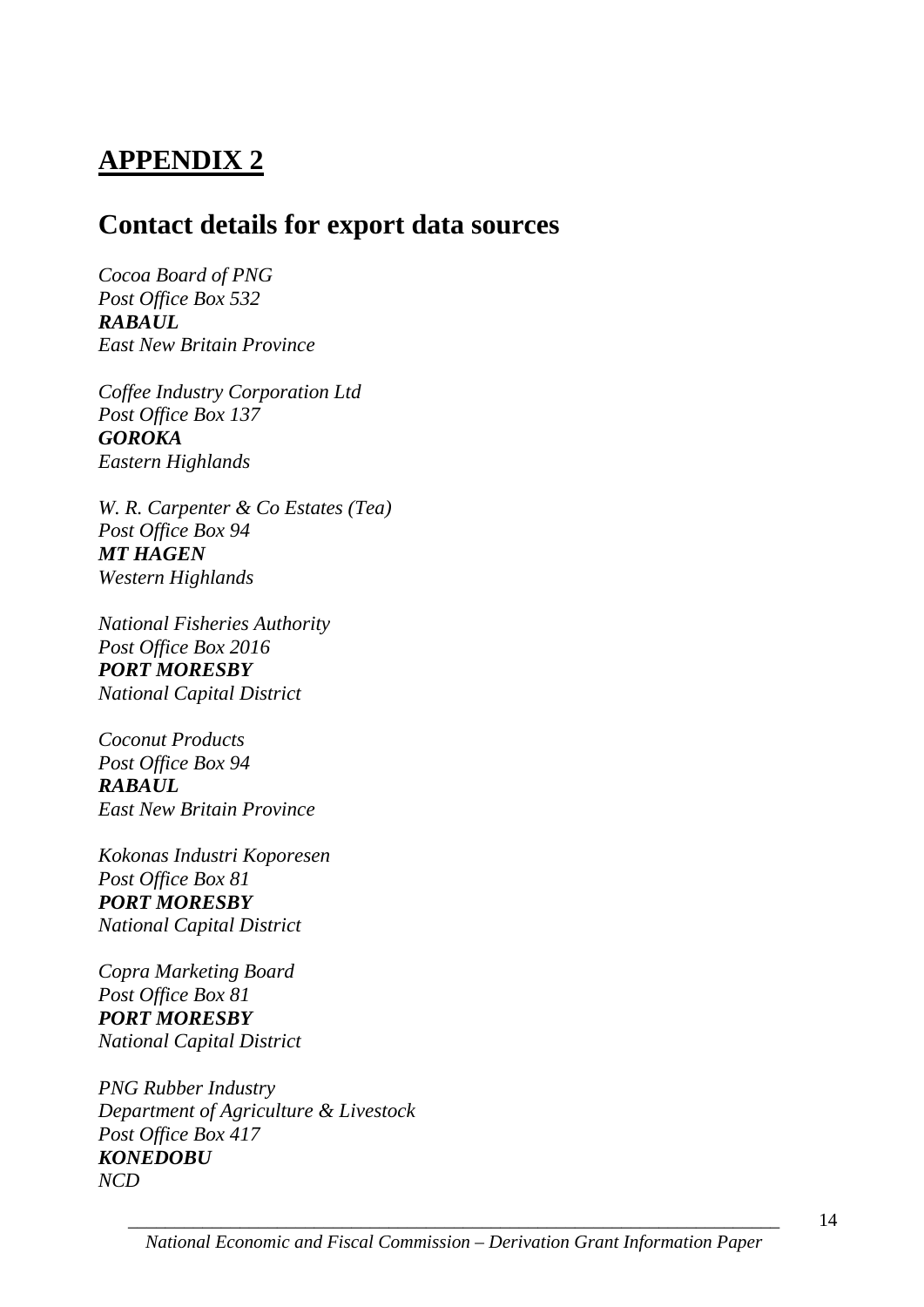# APPENDIX 2

## Contact details for export data sources

*Cocoa Board of PNG*
*Post Office Box 532*
***RABAUL***
*East New Britain Province*

*Coffee Industry Corporation Ltd*
*Post Office Box 137*
***GOROKA***
*Eastern Highlands*

*W. R. Carpenter & Co Estates (Tea)*
*Post Office Box 94*
***MT HAGEN***
*Western Highlands*

*National Fisheries Authority*
*Post Office Box 2016*
***PORT MORESBY***
*National Capital District*

*Coconut Products*
*Post Office Box 94*
***RABAUL***
*East New Britain Province*

*Kokonas Industri Koporesen*
*Post Office Box 81*
***PORT MORESBY***
*National Capital District*

*Copra Marketing Board*
*Post Office Box 81*
***PORT MORESBY***
*National Capital District*

*PNG Rubber Industry*
*Department of Agriculture & Livestock*
*Post Office Box 417*
***KONEDOBU***
*NCD*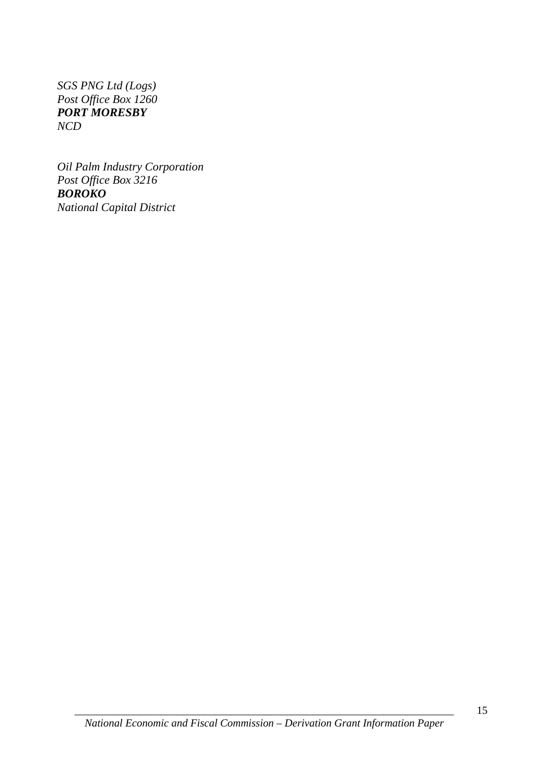*SGS PNG Ltd (Logs)*
*Post Office Box 1260*
***PORT MORESBY***
*NCD*

*Oil Palm Industry Corporation*
*Post Office Box 3216*
***BOROKO***
*National Capital District*